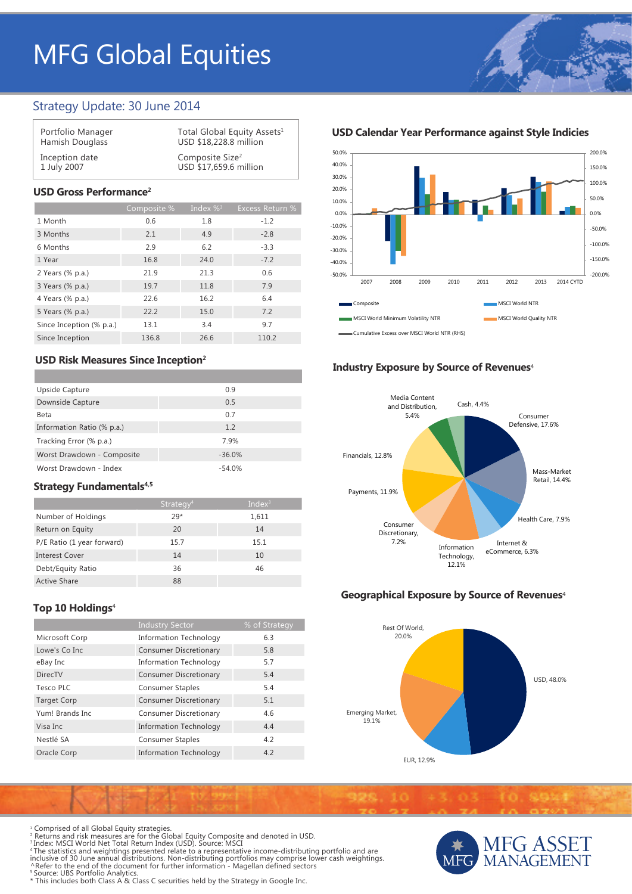# MFG Global Equities

## Strategy Update: 30 June 2014

| | |
|---|---|
| Portfolio Manager<br>Hamish Douglass | Total Global Equity Assets[1]<br>USD $18,228.8 million |
| Inception date<br>1 July 2007 | Composite Size[2]<br>USD $17,659.6 million |

### USD Gross Performance[2]

| | Composite % | Index %[3] | Excess Return % |
|---|---|---|---|
| 1 Month | 0.6 | 1.8 | -1.2 |
| 3 Months | 2.1 | 4.9 | -2.8 |
| 6 Months | 2.9 | 6.2 | -3.3 |
| 1 Year | 16.8 | 24.0 | -7.2 |
| 2 Years (% p.a.) | 21.9 | 21.3 | 0.6 |
| 3 Years (% p.a.) | 19.7 | 11.8 | 7.9 |
| 4 Years (% p.a.) | 22.6 | 16.2 | 6.4 |
| 5 Years (% p.a.) | 22.2 | 15.0 | 7.2 |
| Since Inception (% p.a.) | 13.1 | 3.4 | 9.7 |
| Since Inception | 136.8 | 26.6 | 110.2 |

### USD Risk Measures Since Inception[2]

| | |
|---|---|
| Upside Capture | 0.9 |
| Downside Capture | 0.5 |
| Beta | 0.7 |
| Information Ratio (% p.a.) | 1.2 |
| Tracking Error (% p.a.) | 7.9% |
| Worst Drawdown - Composite | -36.0% |
| Worst Drawdown - Index | -54.0% |

### Strategy Fundamentals[4,5]

| | Strategy[4] | Index[3] |
|---|---|---|
| Number of Holdings | 29* | 1,611 |
| Return on Equity | 20 | 14 |
| P/E Ratio (1 year forward) | 15.7 | 15.1 |
| Interest Cover | 14 | 10 |
| Debt/Equity Ratio | 36 | 46 |
| Active Share | 88 | |

### Top 10 Holdings[4]

| | Industry Sector | % of Strategy |
|---|---|---|
| Microsoft Corp | Information Technology | 6.3 |
| Lowe's Co Inc | Consumer Discretionary | 5.8 |
| eBay Inc | Information Technology | 5.7 |
| DirecTV | Consumer Discretionary | 5.4 |
| Tesco PLC | Consumer Staples | 5.4 |
| Target Corp | Consumer Discretionary | 5.1 |
| Yum! Brands Inc | Consumer Discretionary | 4.6 |
| Visa Inc | Information Technology | 4.4 |
| Nestlé SA | Consumer Staples | 4.2 |
| Oracle Corp | Information Technology | 4.2 |

### USD Calendar Year Performance against Style Indicies

Composite | MSCI World NTR | MSCI World Minimum Volatility NTR | MSCI World Quality NTR | Cumulative Excess over MSCI World NTR (RHS)

### Industry Exposure by Source of Revenues[4]

- Consumer Defensive, 17.6%
- Mass-Market Retail, 14.4%
- Financials, 12.8%
- Information Technology, 12.1%
- Payments, 11.9%
- Health Care, 7.9%
- Consumer Discretionary, 7.2%
- Internet & eCommerce, 6.3%
- Media Content and Distribution, 5.4%
- Cash, 4.4%

### Geographical Exposure by Source of Revenues[4]

- USD, 48.0%
- Rest Of World, 20.0%
- Emerging Market, 19.1%
- EUR, 12.9%

[1] Comprised of all Global Equity strategies.
[2] Returns and risk measures are for the Global Equity Composite and denoted in USD.
[3] Index: MSCI World Net Total Return Index (USD). Source: MSCI
[4] The statistics and weightings presented relate to a representative income-distributing portfolio and are inclusive of 30 June annual distributions. Non-distributing portfolios may comprise lower cash weightings.
^Refer to the end of the document for further information - Magellan defined sectors
[5] Source: UBS Portfolio Analytics.
* This includes both Class A & Class C securities held by the Strategy in Google Inc.

MFG ASSET MANAGEMENT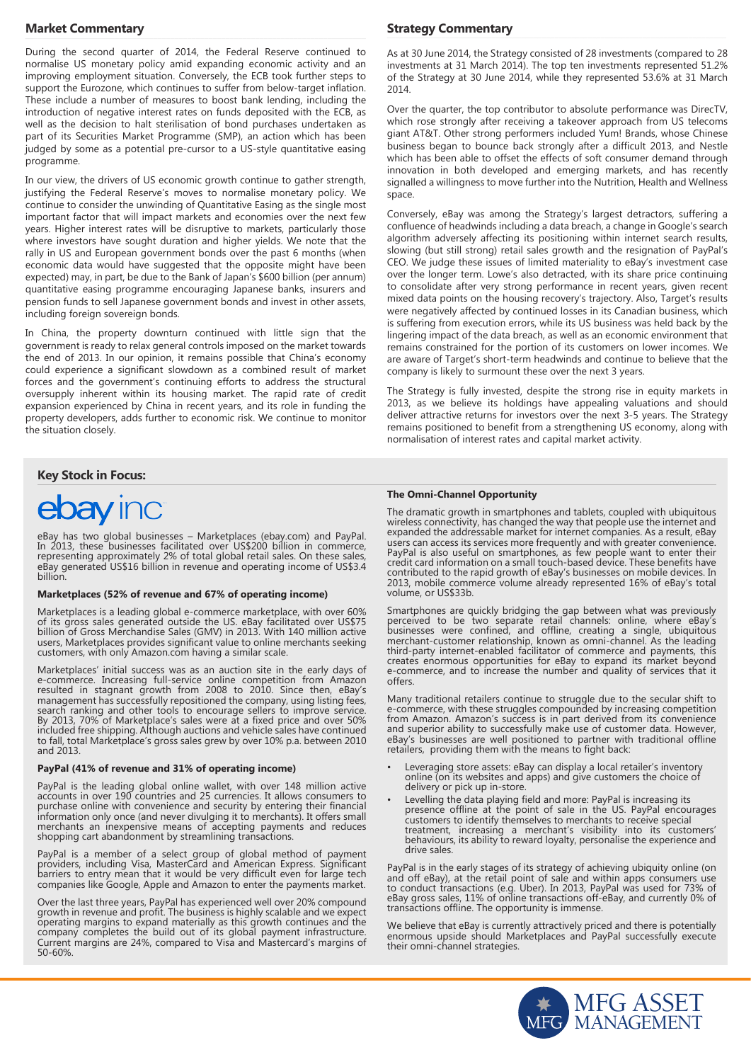## Market Commentary

During the second quarter of 2014, the Federal Reserve continued to normalise US monetary policy amid expanding economic activity and an improving employment situation. Conversely, the ECB took further steps to support the Eurozone, which continues to suffer from below-target inflation. These include a number of measures to boost bank lending, including the introduction of negative interest rates on funds deposited with the ECB, as well as the decision to halt sterilisation of bond purchases undertaken as part of its Securities Market Programme (SMP), an action which has been judged by some as a potential pre-cursor to a US-style quantitative easing programme.

In our view, the drivers of US economic growth continue to gather strength, justifying the Federal Reserve's moves to normalise monetary policy. We continue to consider the unwinding of Quantitative Easing as the single most important factor that will impact markets and economies over the next few years. Higher interest rates will be disruptive to markets, particularly those where investors have sought duration and higher yields. We note that the rally in US and European government bonds over the past 6 months (when economic data would have suggested that the opposite might have been expected) may, in part, be due to the Bank of Japan's $600 billion (per annum) quantitative easing programme encouraging Japanese banks, insurers and pension funds to sell Japanese government bonds and invest in other assets, including foreign sovereign bonds.

In China, the property downturn continued with little sign that the government is ready to relax general controls imposed on the market towards the end of 2013. In our opinion, it remains possible that China's economy could experience a significant slowdown as a combined result of market forces and the government's continuing efforts to address the structural oversupply inherent within its housing market. The rapid rate of credit expansion experienced by China in recent years, and its role in funding the property developers, adds further to economic risk. We continue to monitor the situation closely.

## Strategy Commentary

As at 30 June 2014, the Strategy consisted of 28 investments (compared to 28 investments at 31 March 2014). The top ten investments represented 51.2% of the Strategy at 30 June 2014, while they represented 53.6% at 31 March 2014.

Over the quarter, the top contributor to absolute performance was DirecTV, which rose strongly after receiving a takeover approach from US telecoms giant AT&T. Other strong performers included Yum! Brands, whose Chinese business began to bounce back strongly after a difficult 2013, and Nestle which has been able to offset the effects of soft consumer demand through innovation in both developed and emerging markets, and has recently signalled a willingness to move further into the Nutrition, Health and Wellness space.

Conversely, eBay was among the Strategy's largest detractors, suffering a confluence of headwinds including a data breach, a change in Google's search algorithm adversely affecting its positioning within internet search results, slowing (but still strong) retail sales growth and the resignation of PayPal's CEO. We judge these issues of limited materiality to eBay's investment case over the longer term. Lowe's also detracted, with its share price continuing to consolidate after very strong performance in recent years, given recent mixed data points on the housing recovery's trajectory. Also, Target's results were negatively affected by continued losses in its Canadian business, which is suffering from execution errors, while its US business was held back by the lingering impact of the data breach, as well as an economic environment that remains constrained for the portion of its customers on lower incomes. We are aware of Target's short-term headwinds and continue to believe that the company is likely to surmount these over the next 3 years.

The Strategy is fully invested, despite the strong rise in equity markets in 2013, as we believe its holdings have appealing valuations and should deliver attractive returns for investors over the next 3-5 years. The Strategy remains positioned to benefit from a strengthening US economy, along with normalisation of interest rates and capital market activity.

## Key Stock in Focus:

### ebay inc

eBay has two global businesses – Marketplaces (ebay.com) and PayPal. In 2013, these businesses facilitated over US$200 billion in commerce, representing approximately 2% of total global retail sales. On these sales, eBay generated US$16 billion in revenue and operating income of US$3.4 billion.

#### Marketplaces (52% of revenue and 67% of operating income)

Marketplaces is a leading global e-commerce marketplace, with over 60% of its gross sales generated outside the US. eBay facilitated over US$75 billion of Gross Merchandise Sales (GMV) in 2013. With 140 million active users, Marketplaces provides significant value to online merchants seeking customers, with only Amazon.com having a similar scale.

Marketplaces' initial success was as an auction site in the early days of e-commerce. Increasing full-service online competition from Amazon resulted in stagnant growth from 2008 to 2010. Since then, eBay's management has successfully repositioned the company, using listing fees, search ranking and other tools to encourage sellers to improve service. By 2013, 70% of Marketplace's sales were at a fixed price and over 50% included free shipping. Although auctions and vehicle sales have continued to fall, total Marketplace's gross sales grew by over 10% p.a. between 2010 and 2013.

#### PayPal (41% of revenue and 31% of operating income)

PayPal is the leading global online wallet, with over 148 million active accounts in over 190 countries and 25 currencies. It allows consumers to purchase online with convenience and security by entering their financial information only once (and never divulging it to merchants). It offers small merchants an inexpensive means of accepting payments and reduces shopping cart abandonment by streamlining transactions.

PayPal is a member of a select group of global method of payment providers, including Visa, MasterCard and American Express. Significant barriers to entry mean that it would be very difficult even for large tech companies like Google, Apple and Amazon to enter the payments market.

Over the last three years, PayPal has experienced well over 20% compound growth in revenue and profit. The business is highly scalable and we expect operating margins to expand materially as this growth continues and the company completes the build out of its global payment infrastructure. Current margins are 24%, compared to Visa and Mastercard's margins of 50-60%.

#### The Omni-Channel Opportunity

The dramatic growth in smartphones and tablets, coupled with ubiquitous wireless connectivity, has changed the way that people use the internet and expanded the addressable market for internet companies. As a result, eBay users can access its services more frequently and with greater convenience. PayPal is also useful on smartphones, as few people want to enter their credit card information on a small touch-based device. These benefits have contributed to the rapid growth of eBay's businesses on mobile devices. In 2013, mobile commerce volume already represented 16% of eBay's total volume, or US$33b.

Smartphones are quickly bridging the gap between what was previously perceived to be two separate retail channels: online, where eBay's businesses were confined, and offline, creating a single, ubiquitous merchant-customer relationship, known as omni-channel. As the leading third-party internet-enabled facilitator of commerce and payments, this creates enormous opportunities for eBay to expand its market beyond e-commerce, and to increase the number and quality of services that it offers.

Many traditional retailers continue to struggle due to the secular shift to e-commerce, with these struggles compounded by increasing competition from Amazon. Amazon's success is in part derived from its convenience and superior ability to successfully make use of customer data. However, eBay's businesses are well positioned to partner with traditional offline retailers, providing them with the means to fight back:

- Leveraging store assets: eBay can display a local retailer's inventory online (on its websites and apps) and give customers the choice of delivery or pick up in-store.
- Levelling the data playing field and more: PayPal is increasing its presence offline at the point of sale in the US. PayPal encourages customers to identify themselves to merchants to receive special treatment, increasing a merchant's visibility into its customers' behaviours, its ability to reward loyalty, personalise the experience and drive sales.

PayPal is in the early stages of its strategy of achieving ubiquity online (on and off eBay), at the retail point of sale and within apps consumers use to conduct transactions (e.g. Uber). In 2013, PayPal was used for 73% of eBay gross sales, 11% of online transactions off-eBay, and currently 0% of transactions offline. The opportunity is immense.

We believe that eBay is currently attractively priced and there is potentially enormous upside should Marketplaces and PayPal successfully execute their omni-channel strategies.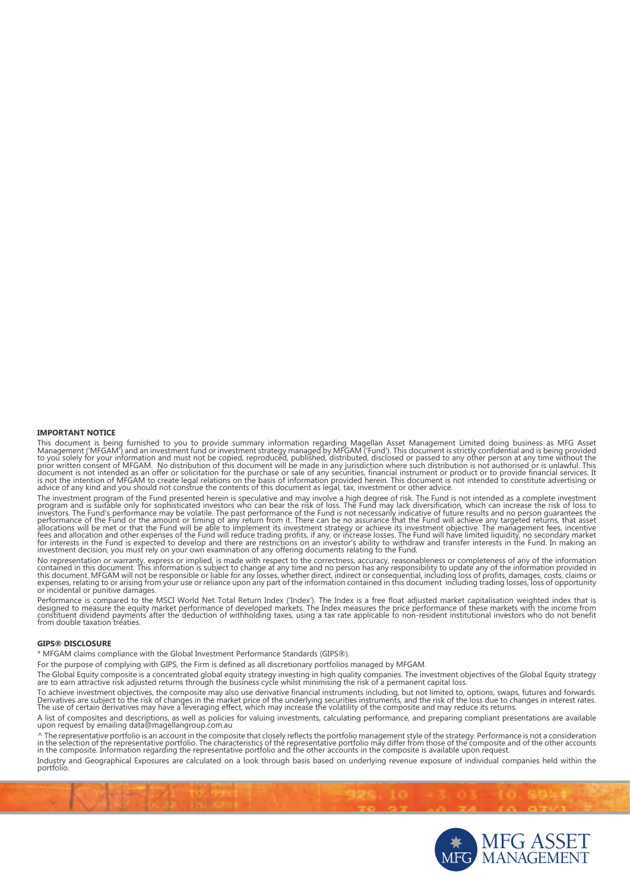**IMPORTANT NOTICE**

This document is being furnished to you to provide summary information regarding Magellan Asset Management Limited doing business as MFG Asset Management ('MFGAM') and an investment fund or investment strategy managed by MFGAM ('Fund'). This document is strictly confidential and is being provided to you solely for your information and must not be copied, reproduced, published, distributed, disclosed or passed to any other person at any time without the prior written consent of MFGAM. No distribution of this document will be made in any jurisdiction where such distribution is not authorised or is unlawful. This document is not intended as an offer or solicitation for the purchase or sale of any securities, financial instrument or product or to provide financial services. It is not the intention of MFGAM to create legal relations on the basis of information provided herein. This document is not intended to constitute advertising or advice of any kind and you should not construe the contents of this document as legal, tax, investment or other advice.

The investment program of the Fund presented herein is speculative and may involve a high degree of risk. The Fund is not intended as a complete investment program and is suitable only for sophisticated investors who can bear the risk of loss. The Fund may lack diversification, which can increase the risk of loss to investors. The Fund's performance may be volatile. The past performance of the Fund is not necessarily indicative of future results and no person guarantees the performance of the Fund or the amount or timing of any return from it. There can be no assurance that the Fund will achieve any targeted returns, that asset allocations will be met or that the Fund will be able to implement its investment strategy or achieve its investment objective. The management fees, incentive fees and allocation and other expenses of the Fund will reduce trading profits, if any, or increase losses. The Fund will have limited liquidity, no secondary market for interests in the Fund is expected to develop and there are restrictions on an investor's ability to withdraw and transfer interests in the Fund. In making an investment decision, you must rely on your own examination of any offering documents relating to the Fund.

No representation or warranty, express or implied, is made with respect to the correctness, accuracy, reasonableness or completeness of any of the information contained in this document. This information is subject to change at any time and no person has any responsibility to update any of the information provided in this document. MFGAM will not be responsible or liable for any losses, whether direct, indirect or consequential, including loss of profits, damages, costs, claims or expenses, relating to or arising from your use or reliance upon any part of the information contained in this document including trading losses, loss of opportunity or incidental or punitive damages.

Performance is compared to the MSCI World Net Total Return Index ('Index'). The Index is a free float adjusted market capitalisation weighted index that is designed to measure the equity market performance of developed markets. The Index measures the price performance of these markets with the income from constituent dividend payments after the deduction of withholding taxes, using a tax rate applicable to non-resident institutional investors who do not benefit from double taxation treaties.

**GIPS® DISCLOSURE**

* MFGAM claims compliance with the Global Investment Performance Standards (GIPS®).

For the purpose of complying with GIPS, the Firm is defined as all discretionary portfolios managed by MFGAM.

The Global Equity composite is a concentrated global equity strategy investing in high quality companies. The investment objectives of the Global Equity strategy are to earn attractive risk adjusted returns through the business cycle whilst minimising the risk of a permanent capital loss.

To achieve investment objectives, the composite may also use derivative financial instruments including, but not limited to, options, swaps, futures and forwards. Derivatives are subject to the risk of changes in the market price of the underlying securities instruments, and the risk of the loss due to changes in interest rates. The use of certain derivatives may have a leveraging effect, which may increase the volatility of the composite and may reduce its returns.

A list of composites and descriptions, as well as policies for valuing investments, calculating performance, and preparing compliant presentations are available upon request by emailing data@magellangroup.com.au

^ The representative portfolio is an account in the composite that closely reflects the portfolio management style of the strategy. Performance is not a consideration in the selection of the representative portfolio. The characteristics of the representative portfolio may differ from those of the composite and of the other accounts in the composite. Information regarding the representative portfolio and the other accounts in the composite is available upon request.

Industry and Geographical Exposures are calculated on a look through basis based on underlying revenue exposure of individual companies held within the portfolio.

MFG ASSET MANAGEMENT